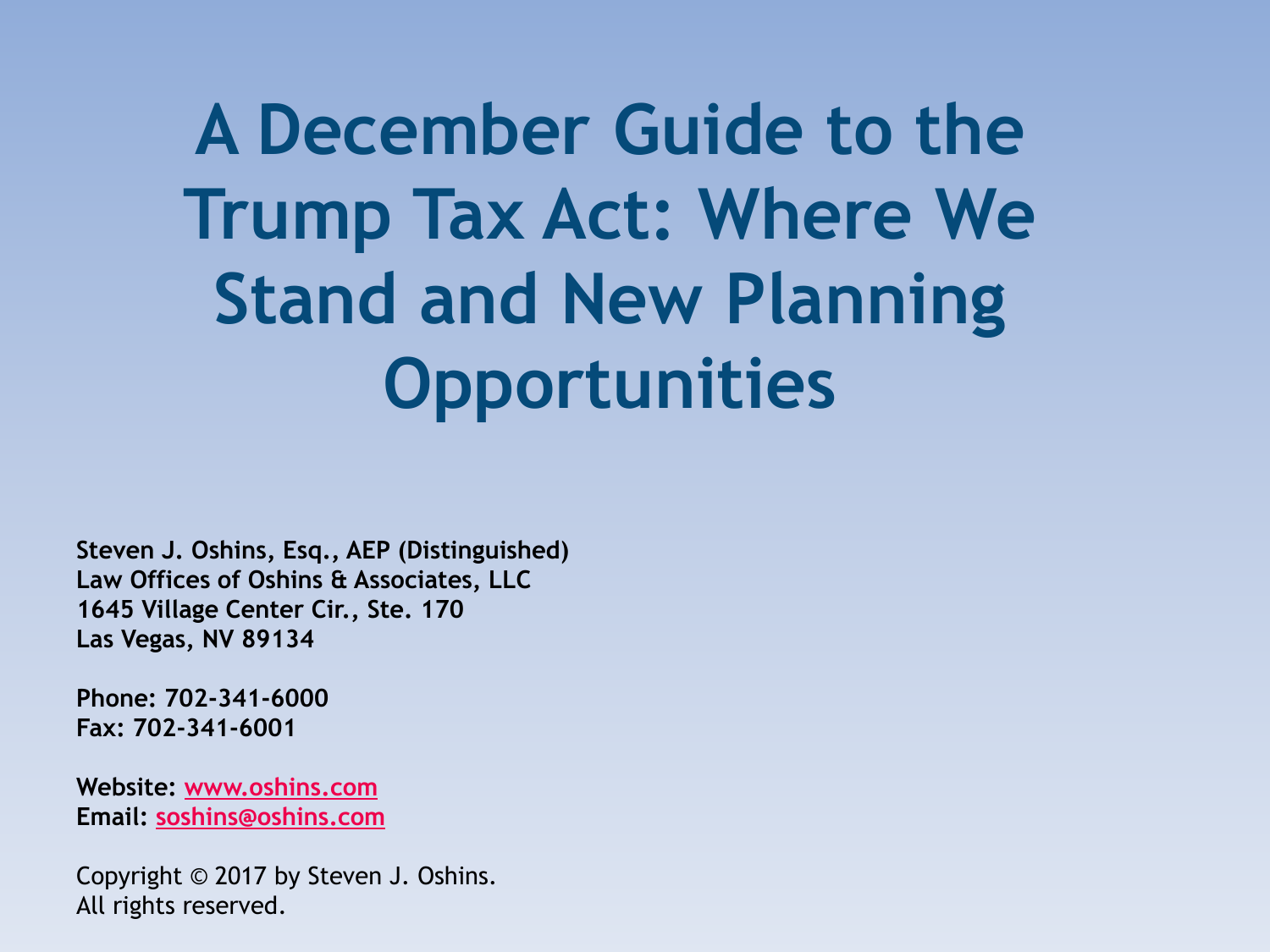# A December Guide to the Trump Tax Act: Where We Stand and New Planning Opportunities

**Steven J. Oshins, Esq., AEP (Distinguished)**
**Law Offices of Oshins & Associates, LLC**
**1645 Village Center Cir., Ste. 170**
**Las Vegas, NV 89134**

**Phone: 702-341-6000**
**Fax: 702-341-6001**

**Website:** [www.oshins.com](http://www.oshins.com)
**Email:** [soshins@oshins.com](mailto:soshins@oshins.com)

Copyright © 2017 by Steven J. Oshins.
All rights reserved.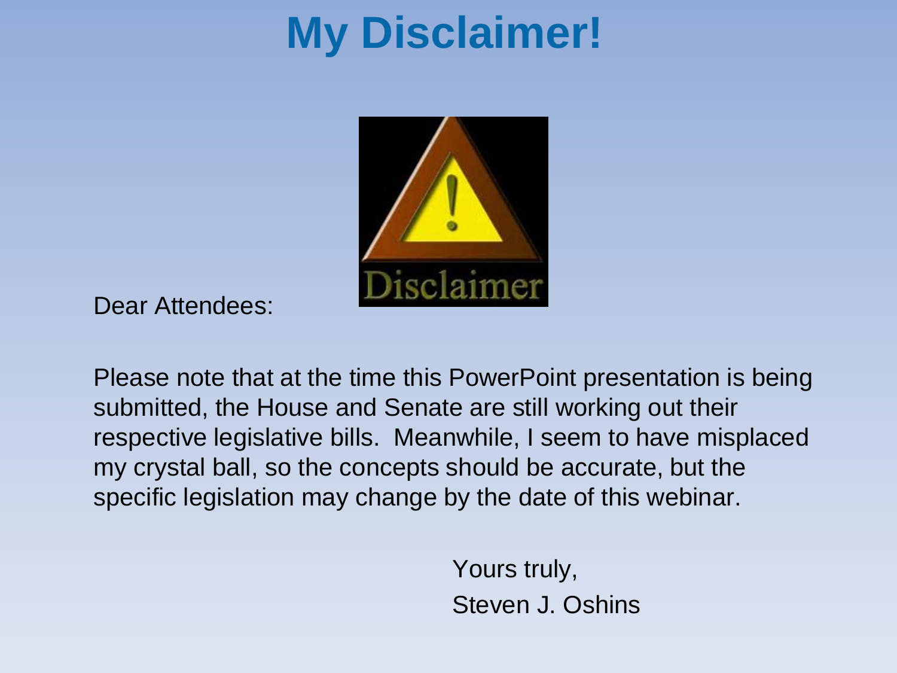# My Disclaimer!

Dear Attendees:

Please note that at the time this PowerPoint presentation is being submitted, the House and Senate are still working out their respective legislative bills. Meanwhile, I seem to have misplaced my crystal ball, so the concepts should be accurate, but the specific legislation may change by the date of this webinar.

Yours truly,

Steven J. Oshins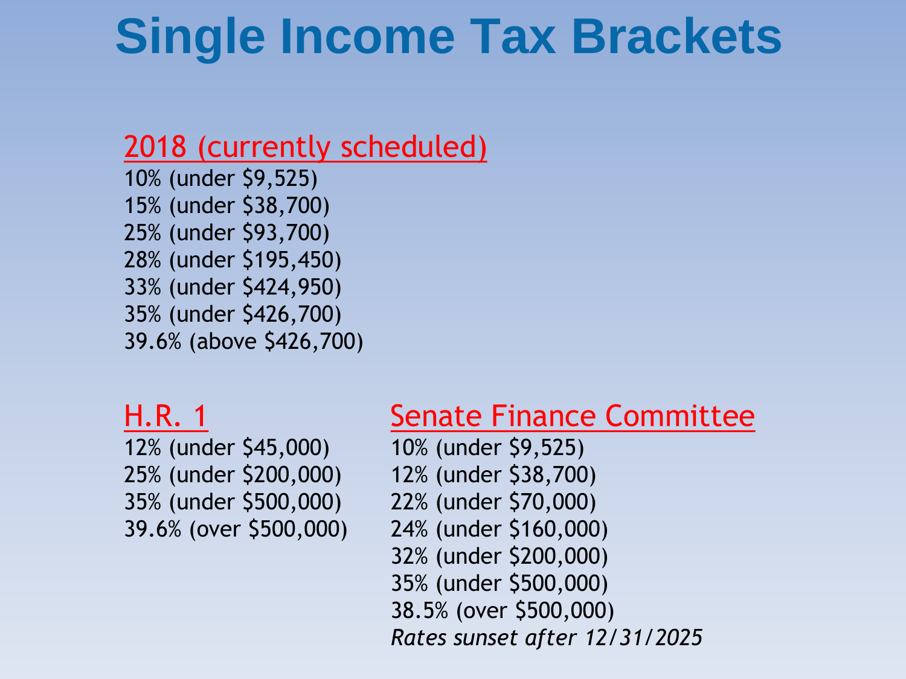# Single Income Tax Brackets

## 2018 (currently scheduled)

10% (under $9,525)
15% (under $38,700)
25% (under $93,700)
28% (under $195,450)
33% (under $424,950)
35% (under $426,700)
39.6% (above $426,700)

## H.R. 1

12% (under $45,000)
25% (under $200,000)
35% (under $500,000)
39.6% (over $500,000)

## Senate Finance Committee

10% (under $9,525)
12% (under $38,700)
22% (under $70,000)
24% (under $160,000)
32% (under $200,000)
35% (under $500,000)
38.5% (over $500,000)
*Rates sunset after 12/31/2025*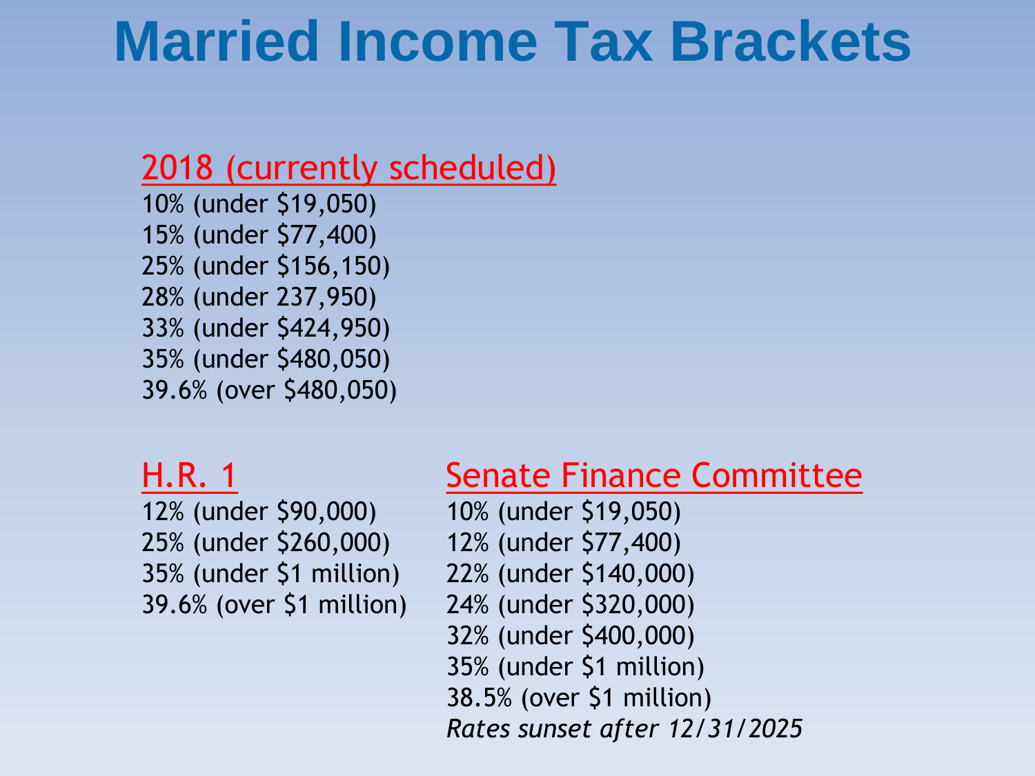# Married Income Tax Brackets

## 2018 (currently scheduled)

10% (under $19,050)
15% (under $77,400)
25% (under $156,150)
28% (under 237,950)
33% (under $424,950)
35% (under $480,050)
39.6% (over $480,050)

## H.R. 1

12% (under $90,000)
25% (under $260,000)
35% (under $1 million)
39.6% (over $1 million)

## Senate Finance Committee

10% (under $19,050)
12% (under $77,400)
22% (under $140,000)
24% (under $320,000)
32% (under $400,000)
35% (under $1 million)
38.5% (over $1 million)
*Rates sunset after 12/31/2025*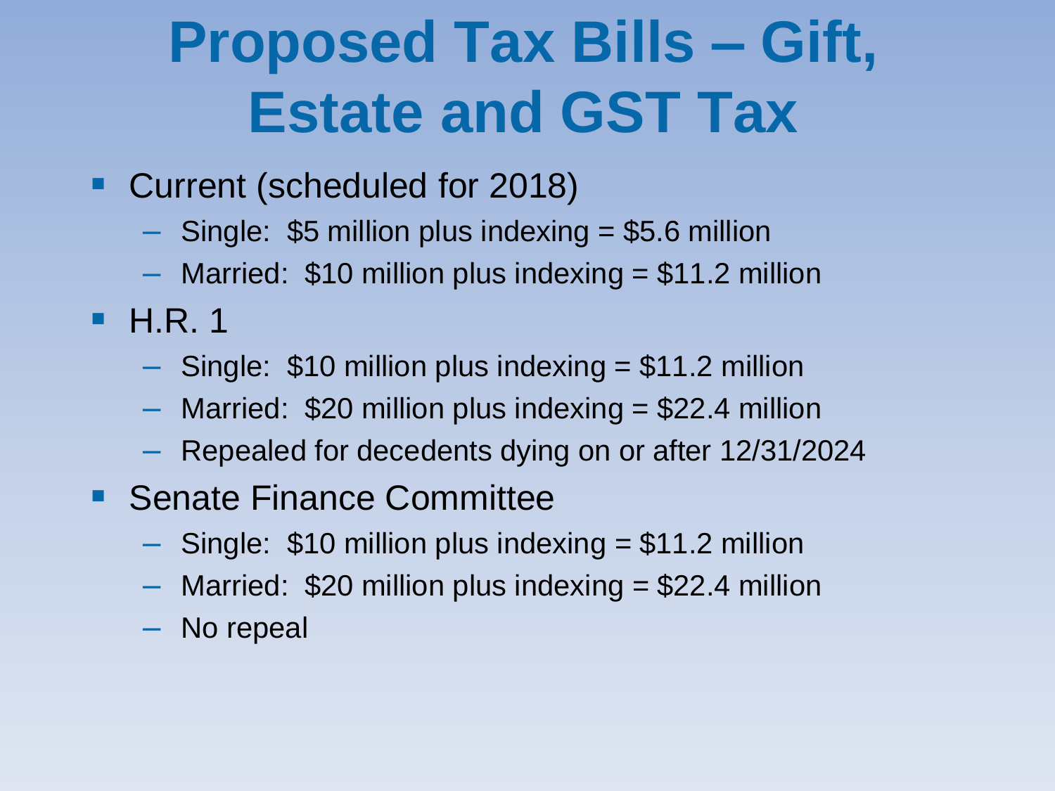# Proposed Tax Bills – Gift, Estate and GST Tax

- Current (scheduled for 2018)
  - Single:  $5 million plus indexing = $5.6 million
  - Married:  $10 million plus indexing = $11.2 million
- H.R. 1
  - Single:  $10 million plus indexing = $11.2 million
  - Married:  $20 million plus indexing = $22.4 million
  - Repealed for decedents dying on or after 12/31/2024
- Senate Finance Committee
  - Single:  $10 million plus indexing = $11.2 million
  - Married:  $20 million plus indexing = $22.4 million
  - No repeal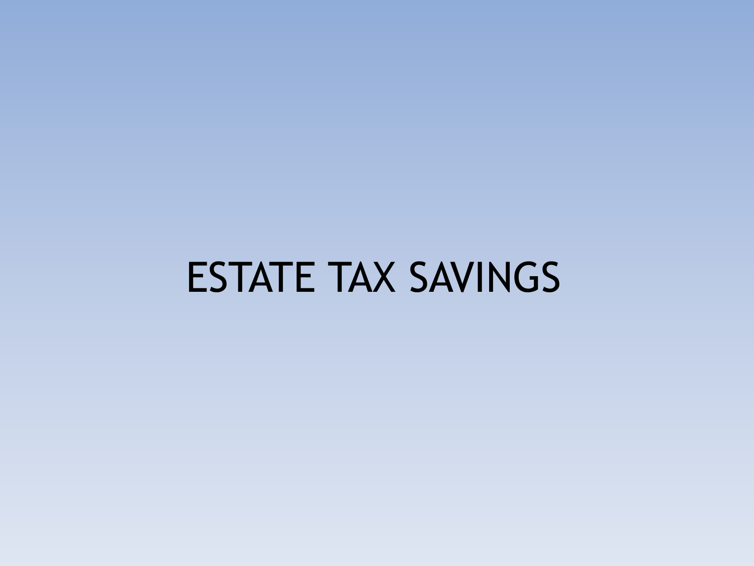# ESTATE TAX SAVINGS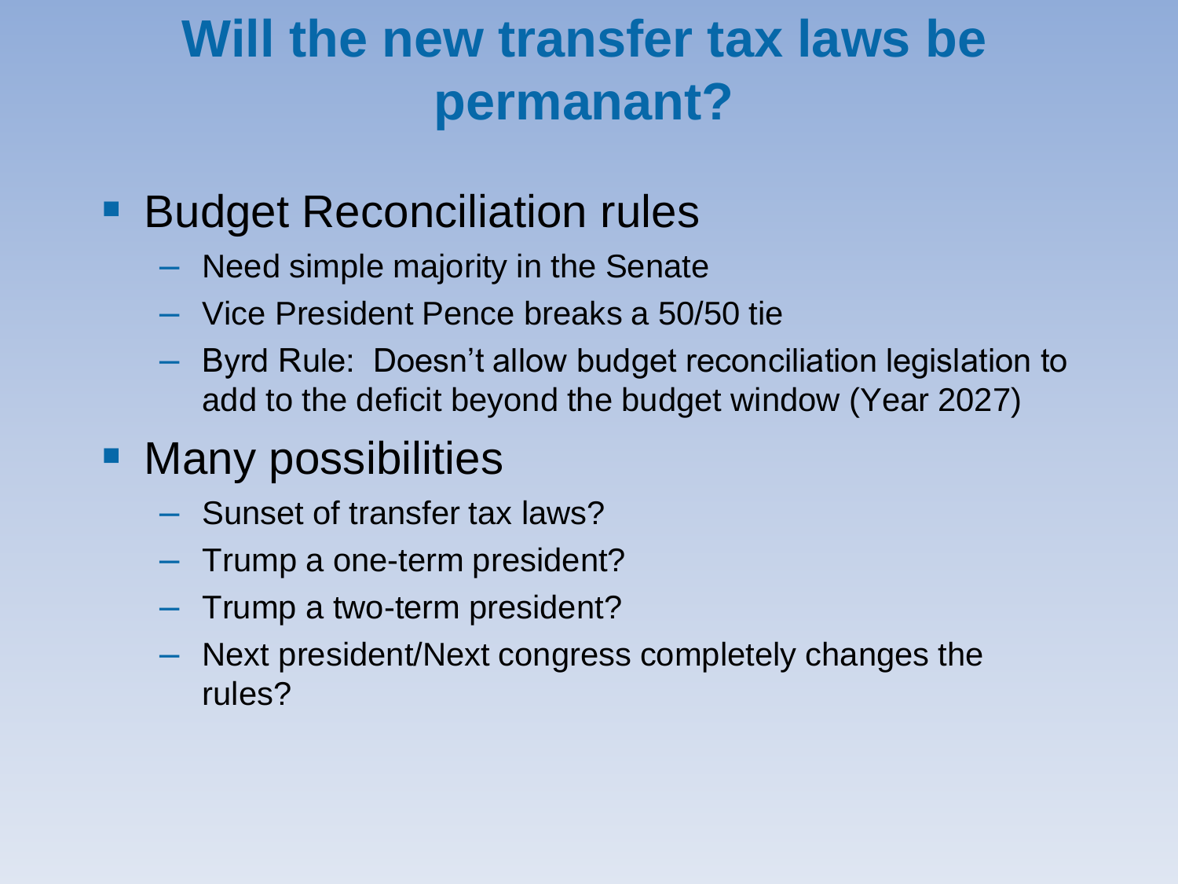# Will the new transfer tax laws be permanant?

- Budget Reconciliation rules
  - Need simple majority in the Senate
  - Vice President Pence breaks a 50/50 tie
  - Byrd Rule: Doesn't allow budget reconciliation legislation to add to the deficit beyond the budget window (Year 2027)
- Many possibilities
  - Sunset of transfer tax laws?
  - Trump a one-term president?
  - Trump a two-term president?
  - Next president/Next congress completely changes the rules?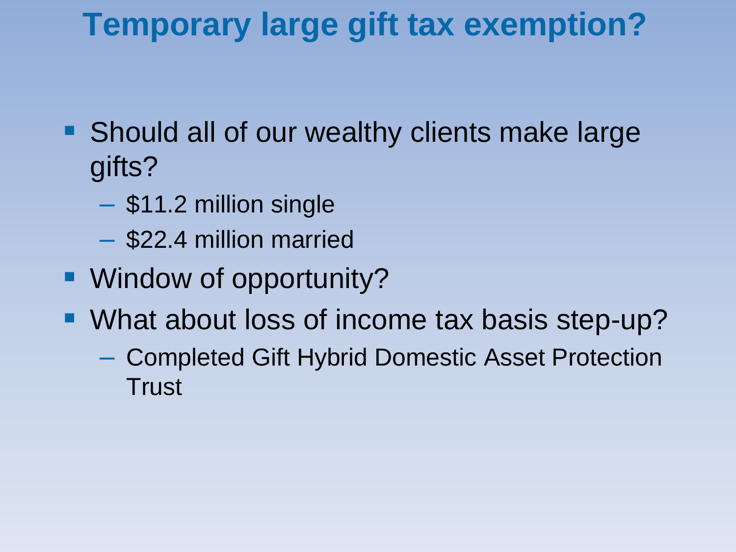# Temporary large gift tax exemption?

- Should all of our wealthy clients make large gifts?
  - $11.2 million single
  - $22.4 million married
- Window of opportunity?
- What about loss of income tax basis step-up?
  - Completed Gift Hybrid Domestic Asset Protection Trust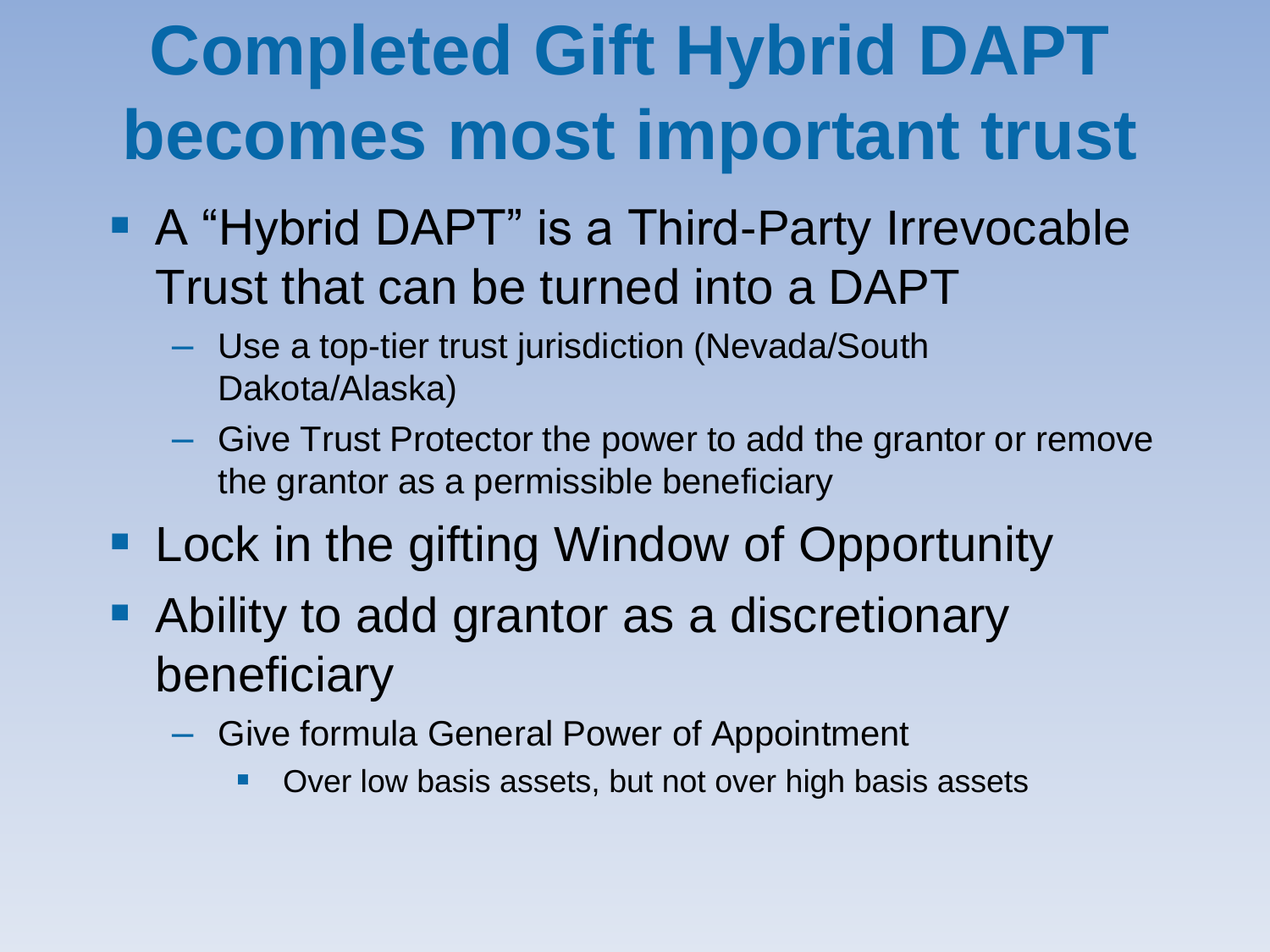# Completed Gift Hybrid DAPT becomes most important trust

- A “Hybrid DAPT” is a Third-Party Irrevocable Trust that can be turned into a DAPT
  - Use a top-tier trust jurisdiction (Nevada/South Dakota/Alaska)
  - Give Trust Protector the power to add the grantor or remove the grantor as a permissible beneficiary
- Lock in the gifting Window of Opportunity
- Ability to add grantor as a discretionary beneficiary
  - Give formula General Power of Appointment
    - Over low basis assets, but not over high basis assets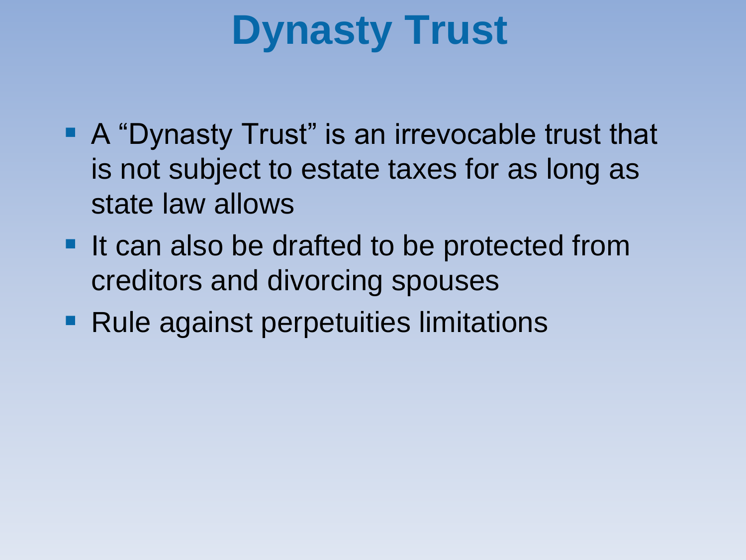# Dynasty Trust

- A "Dynasty Trust" is an irrevocable trust that is not subject to estate taxes for as long as state law allows
- It can also be drafted to be protected from creditors and divorcing spouses
- Rule against perpetuities limitations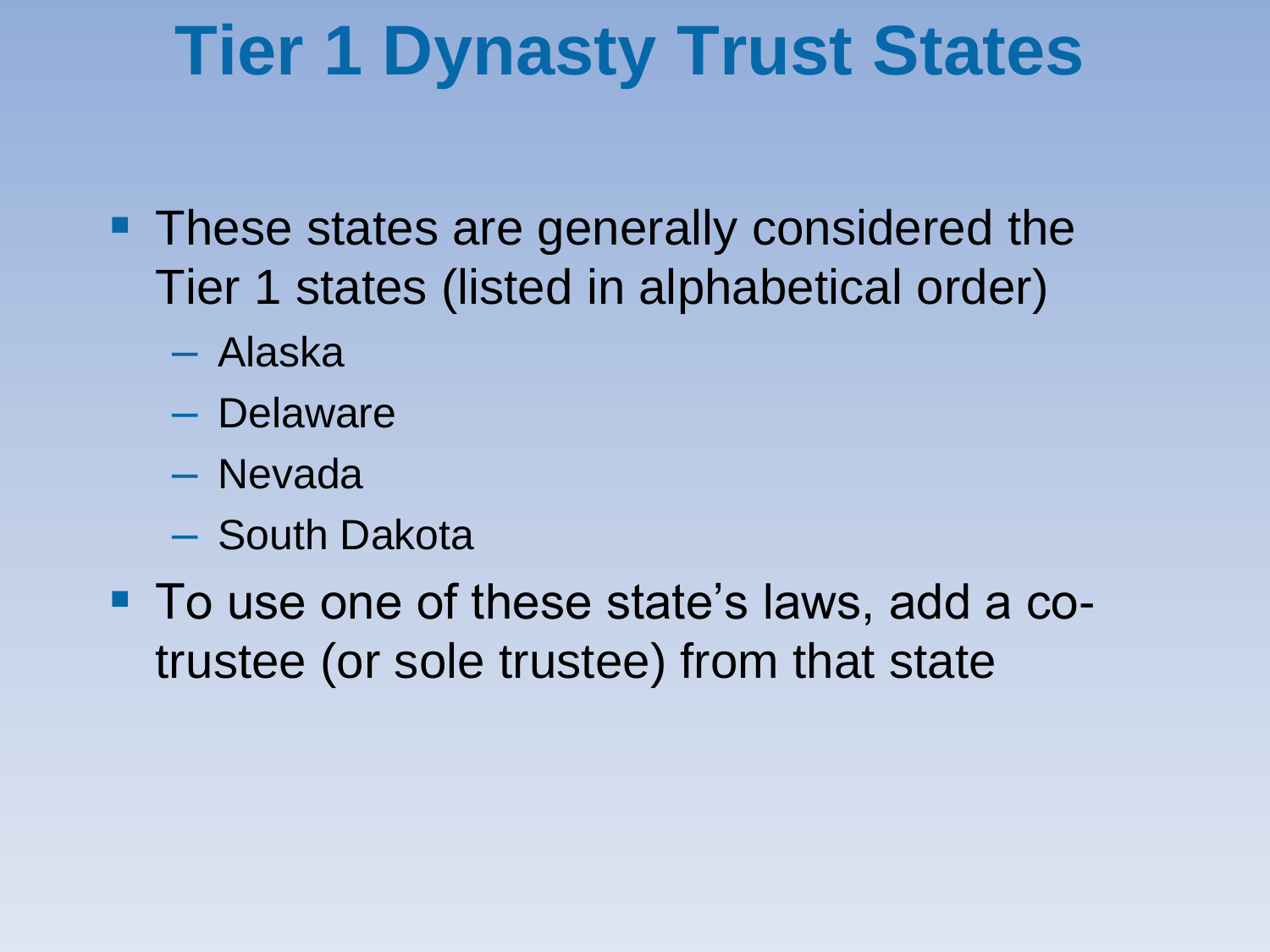# Tier 1 Dynasty Trust States

- These states are generally considered the Tier 1 states (listed in alphabetical order)
  - Alaska
  - Delaware
  - Nevada
  - South Dakota
- To use one of these state's laws, add a co-trustee (or sole trustee) from that state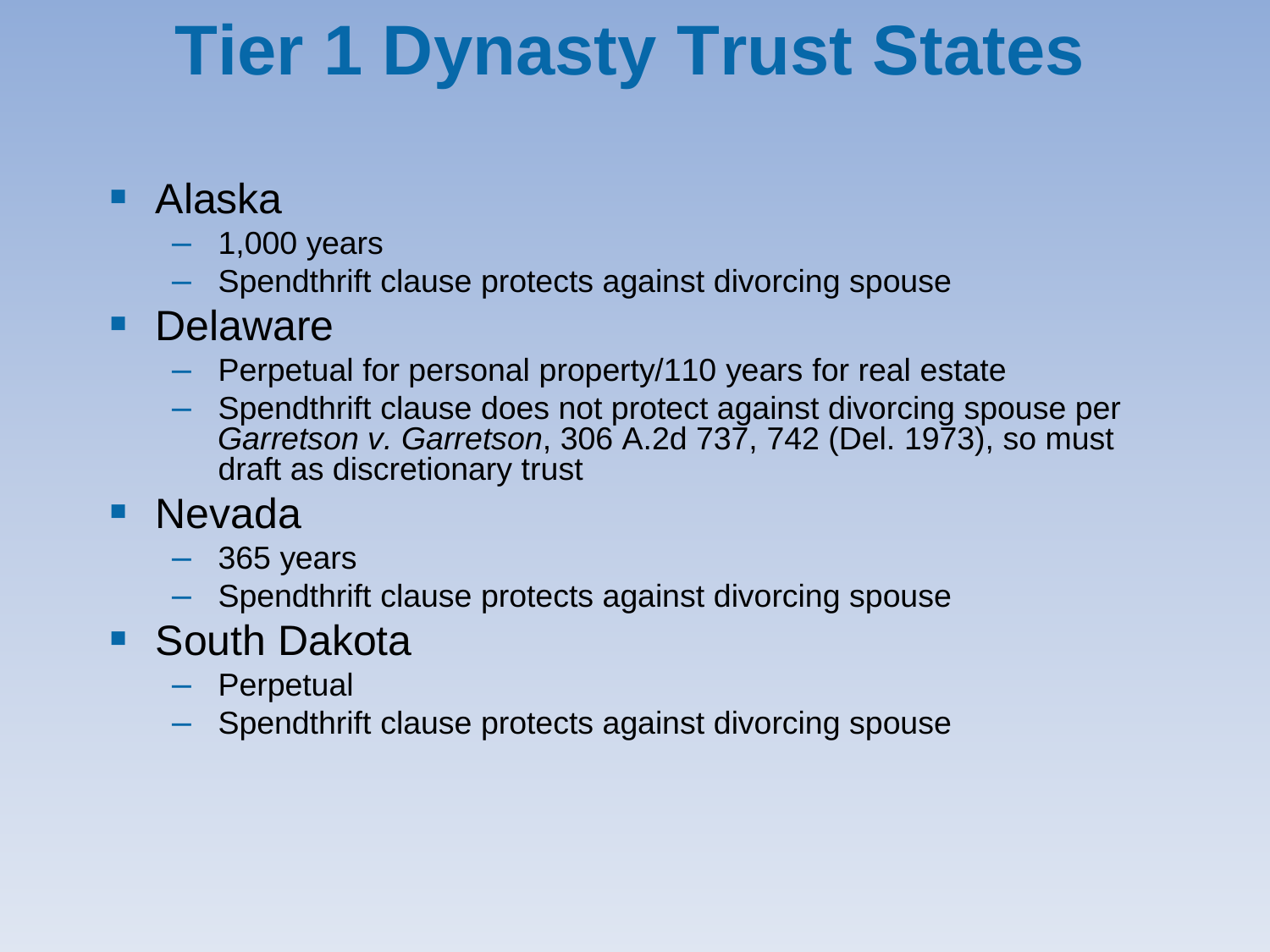# Tier 1 Dynasty Trust States

- Alaska
  - 1,000 years
  - Spendthrift clause protects against divorcing spouse
- Delaware
  - Perpetual for personal property/110 years for real estate
  - Spendthrift clause does not protect against divorcing spouse per *Garretson v. Garretson*, 306 A.2d 737, 742 (Del. 1973), so must draft as discretionary trust
- Nevada
  - 365 years
  - Spendthrift clause protects against divorcing spouse
- South Dakota
  - Perpetual
  - Spendthrift clause protects against divorcing spouse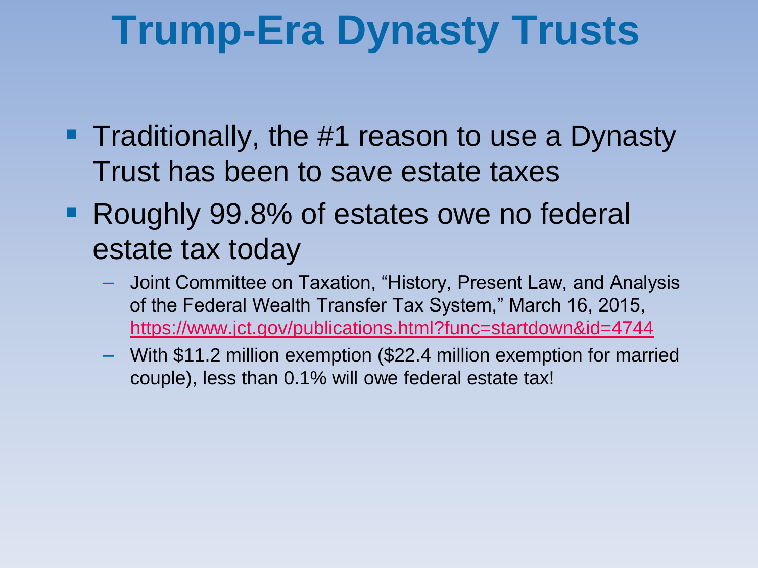# Trump-Era Dynasty Trusts

- Traditionally, the #1 reason to use a Dynasty Trust has been to save estate taxes
- Roughly 99.8% of estates owe no federal estate tax today
  - Joint Committee on Taxation, "History, Present Law, and Analysis of the Federal Wealth Transfer Tax System," March 16, 2015, https://www.jct.gov/publications.html?func=startdown&id=4744
  - With $11.2 million exemption ($22.4 million exemption for married couple), less than 0.1% will owe federal estate tax!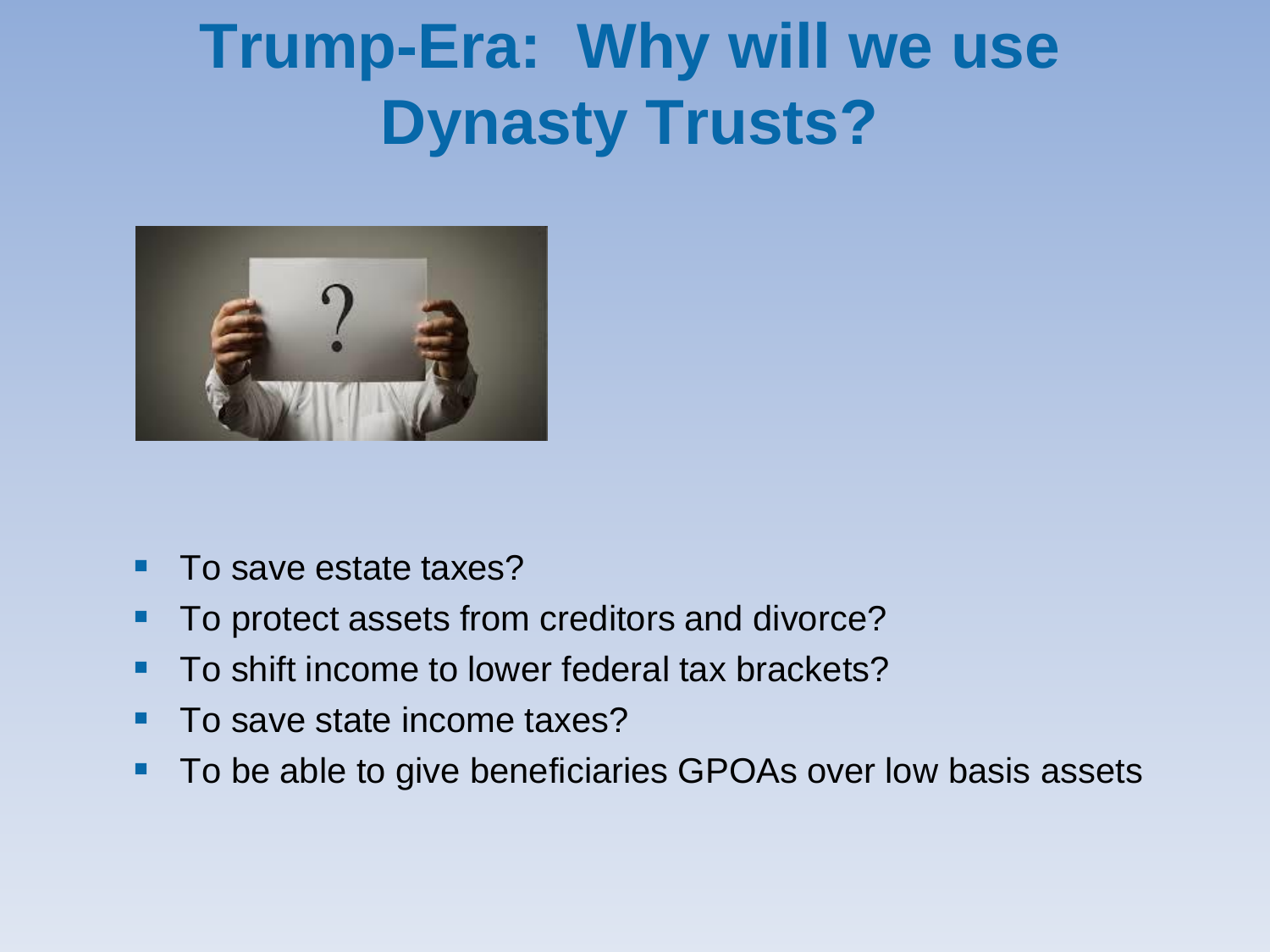# Trump-Era: Why will we use Dynasty Trusts?

- To save estate taxes?
- To protect assets from creditors and divorce?
- To shift income to lower federal tax brackets?
- To save state income taxes?
- To be able to give beneficiaries GPOAs over low basis assets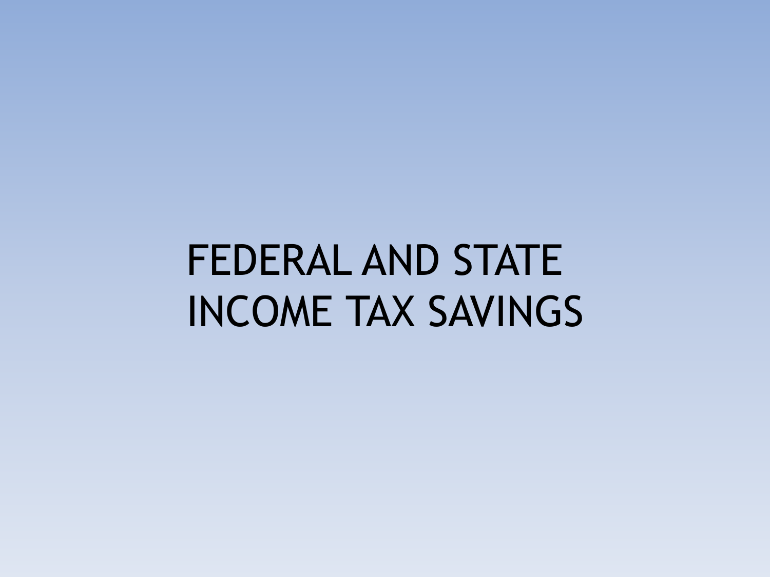# FEDERAL AND STATE INCOME TAX SAVINGS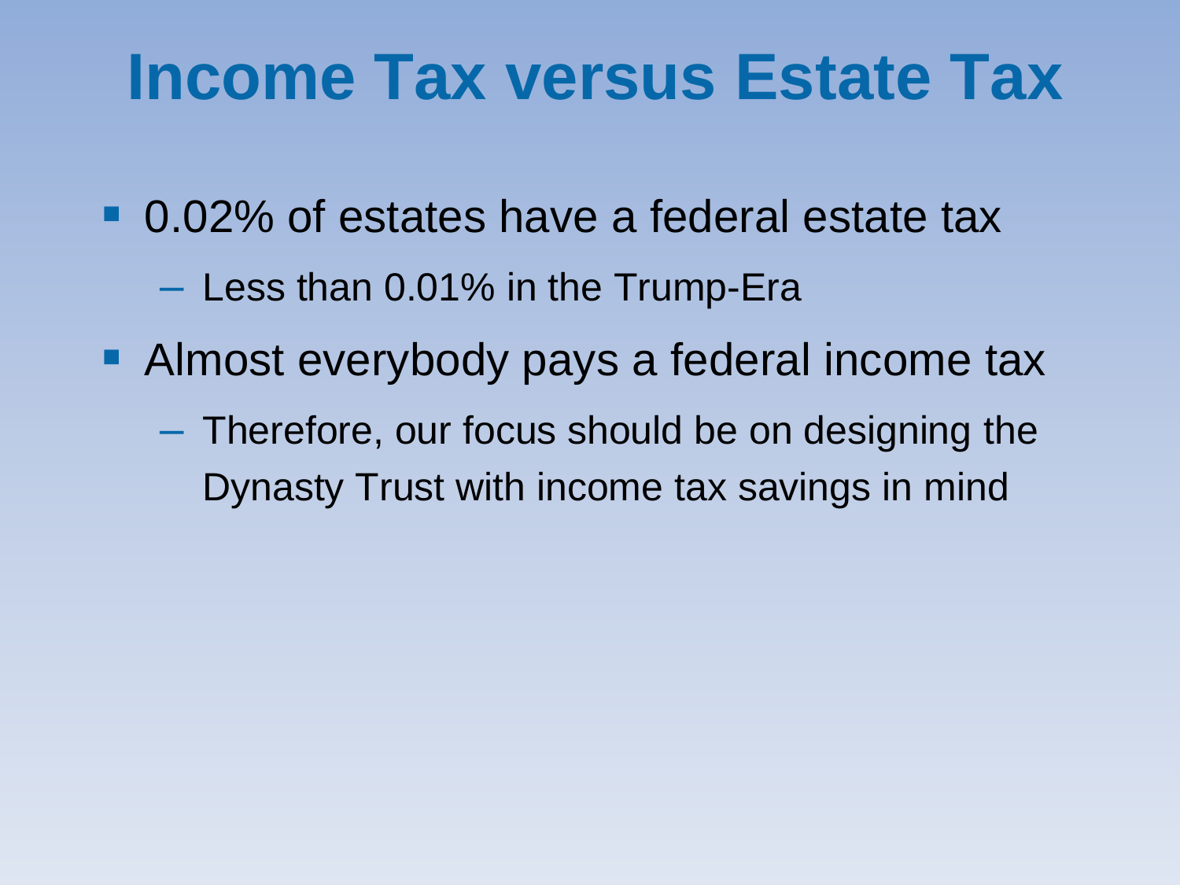# Income Tax versus Estate Tax

- 0.02% of estates have a federal estate tax
  - Less than 0.01% in the Trump-Era
- Almost everybody pays a federal income tax
  - Therefore, our focus should be on designing the Dynasty Trust with income tax savings in mind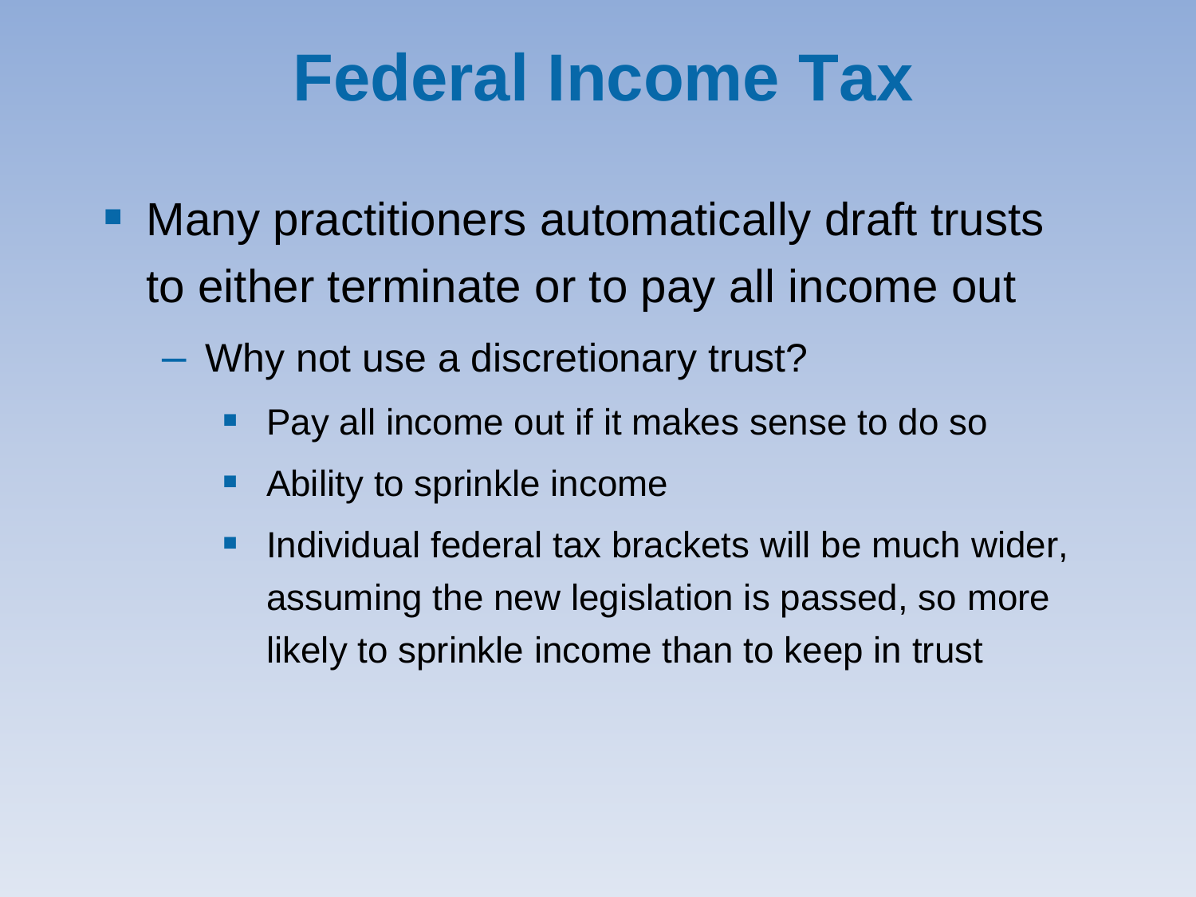# Federal Income Tax

- Many practitioners automatically draft trusts to either terminate or to pay all income out
  - Why not use a discretionary trust?
    - Pay all income out if it makes sense to do so
    - Ability to sprinkle income
    - Individual federal tax brackets will be much wider, assuming the new legislation is passed, so more likely to sprinkle income than to keep in trust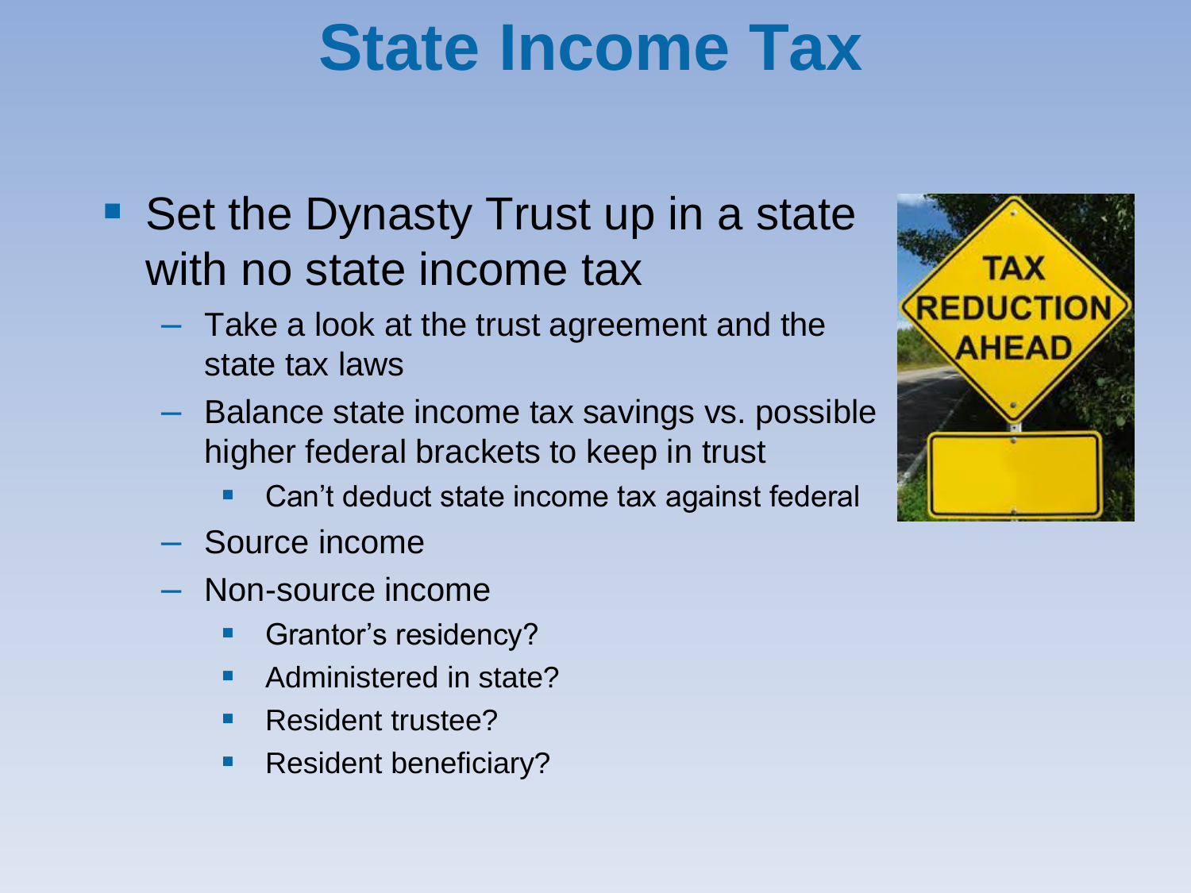# State Income Tax

- Set the Dynasty Trust up in a state with no state income tax
  - Take a look at the trust agreement and the state tax laws
  - Balance state income tax savings vs. possible higher federal brackets to keep in trust
    - Can't deduct state income tax against federal
  - Source income
  - Non-source income
    - Grantor's residency?
    - Administered in state?
    - Resident trustee?
    - Resident beneficiary?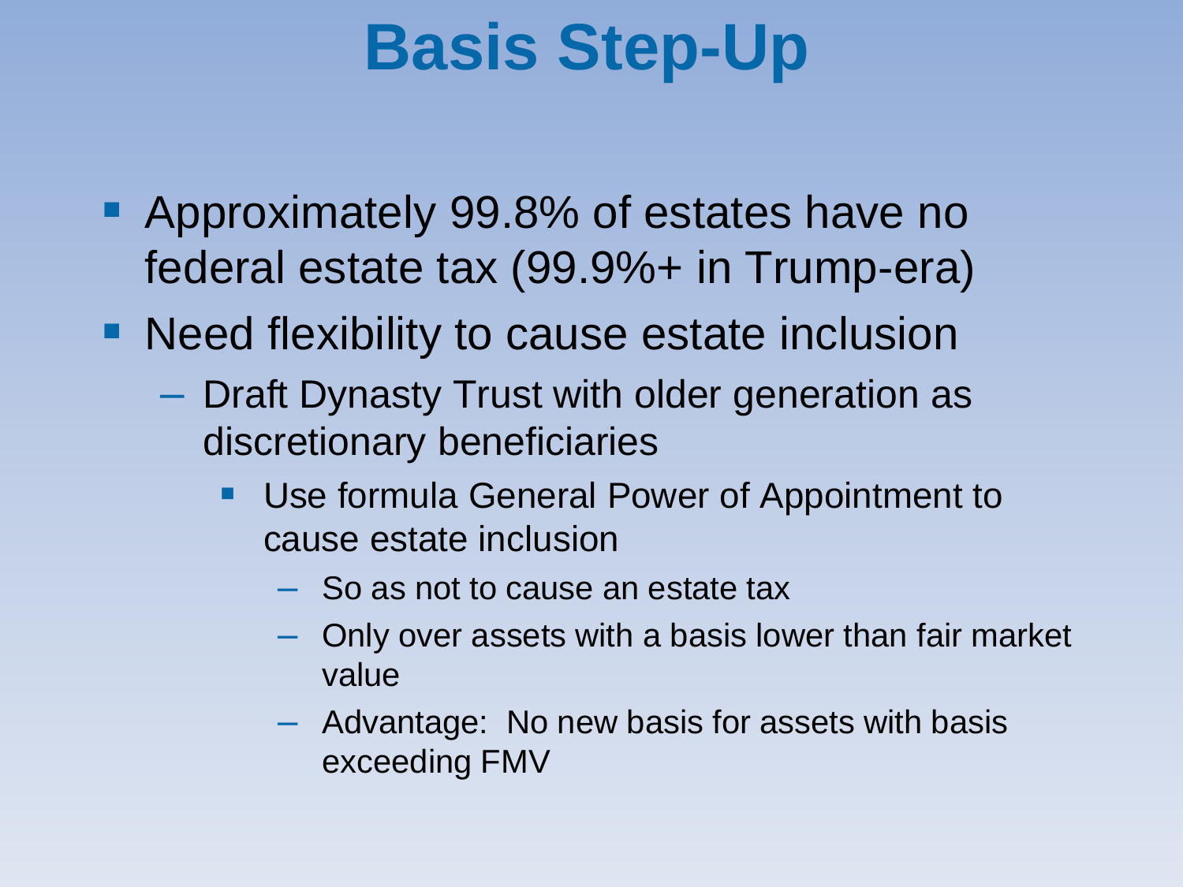# Basis Step-Up

- Approximately 99.8% of estates have no federal estate tax (99.9%+ in Trump-era)
- Need flexibility to cause estate inclusion
  - Draft Dynasty Trust with older generation as discretionary beneficiaries
    - Use formula General Power of Appointment to cause estate inclusion
      - So as not to cause an estate tax
      - Only over assets with a basis lower than fair market value
      - Advantage: No new basis for assets with basis exceeding FMV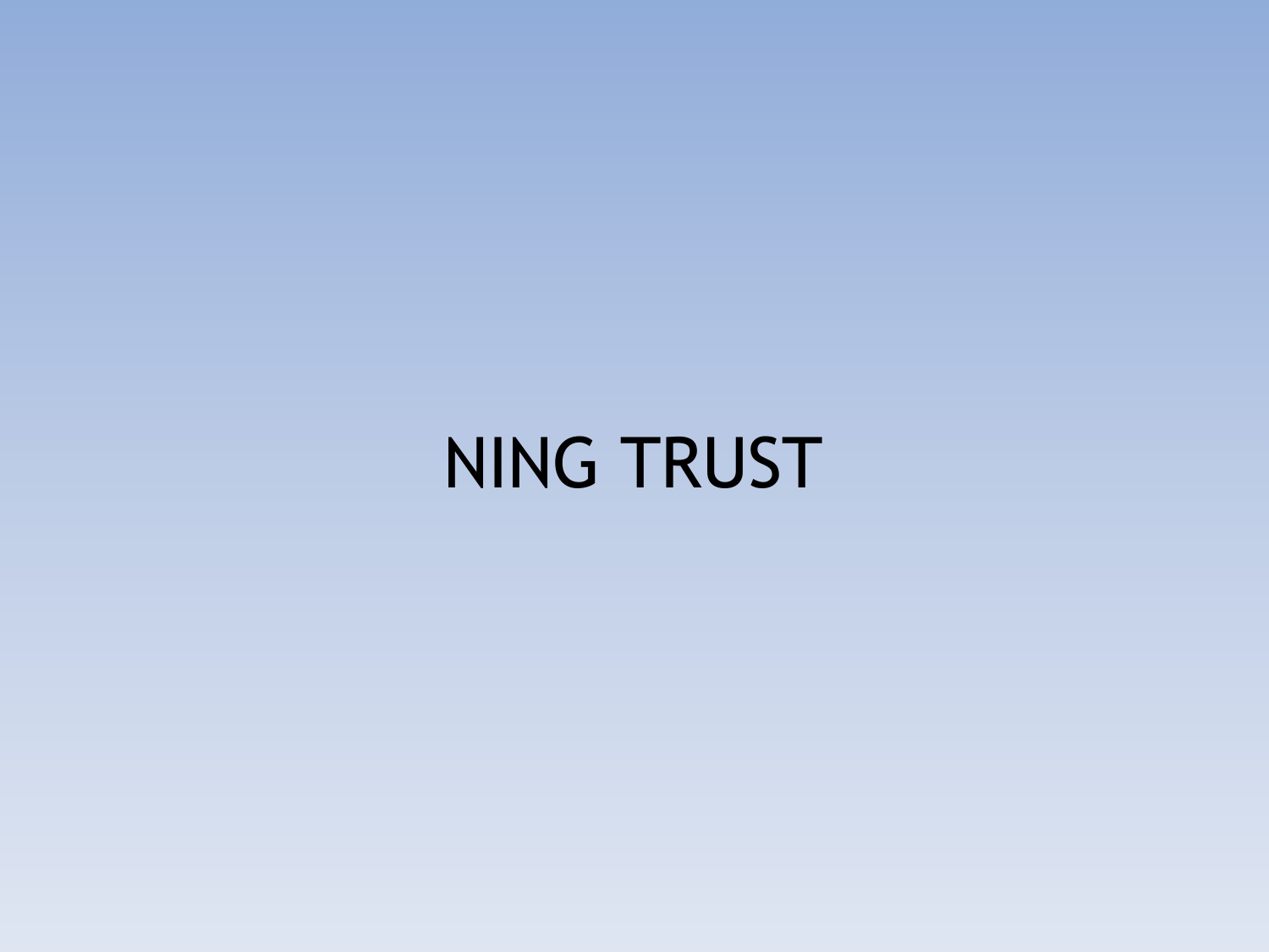# NING TRUST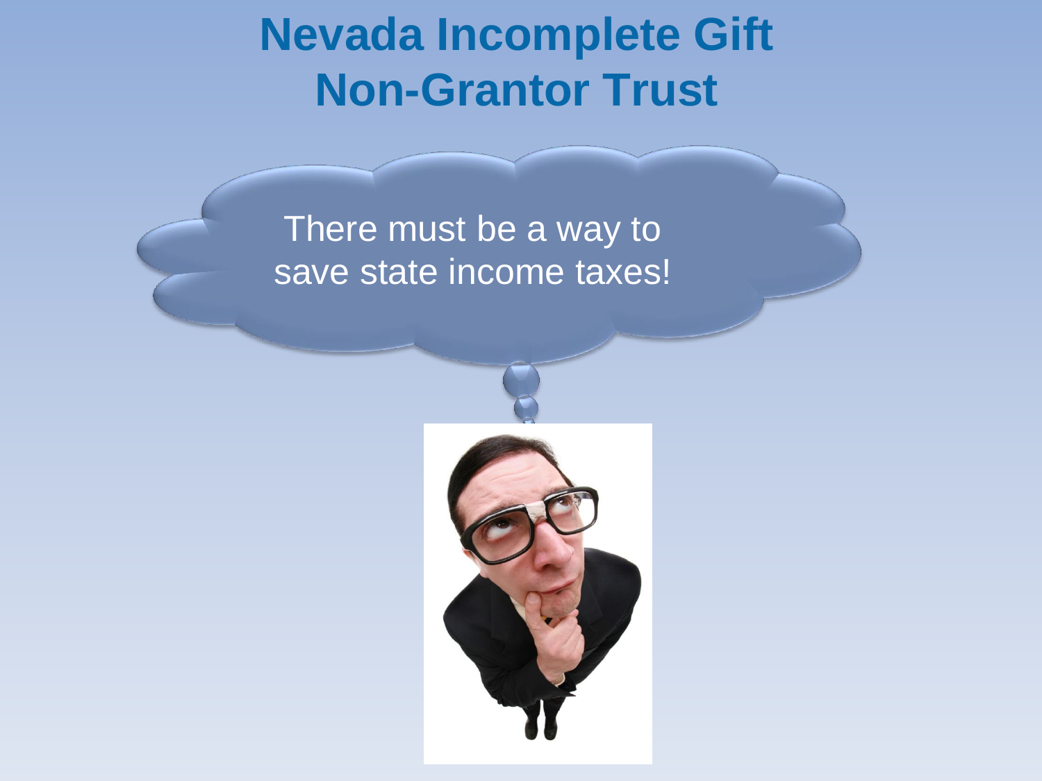# Nevada Incomplete Gift Non-Grantor Trust

There must be a way to save state income taxes!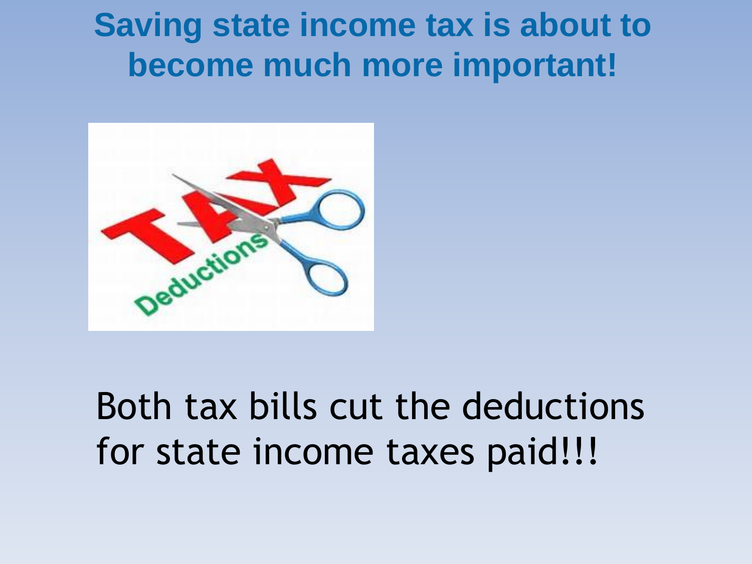# Saving state income tax is about to become much more important!

Both tax bills cut the deductions for state income taxes paid!!!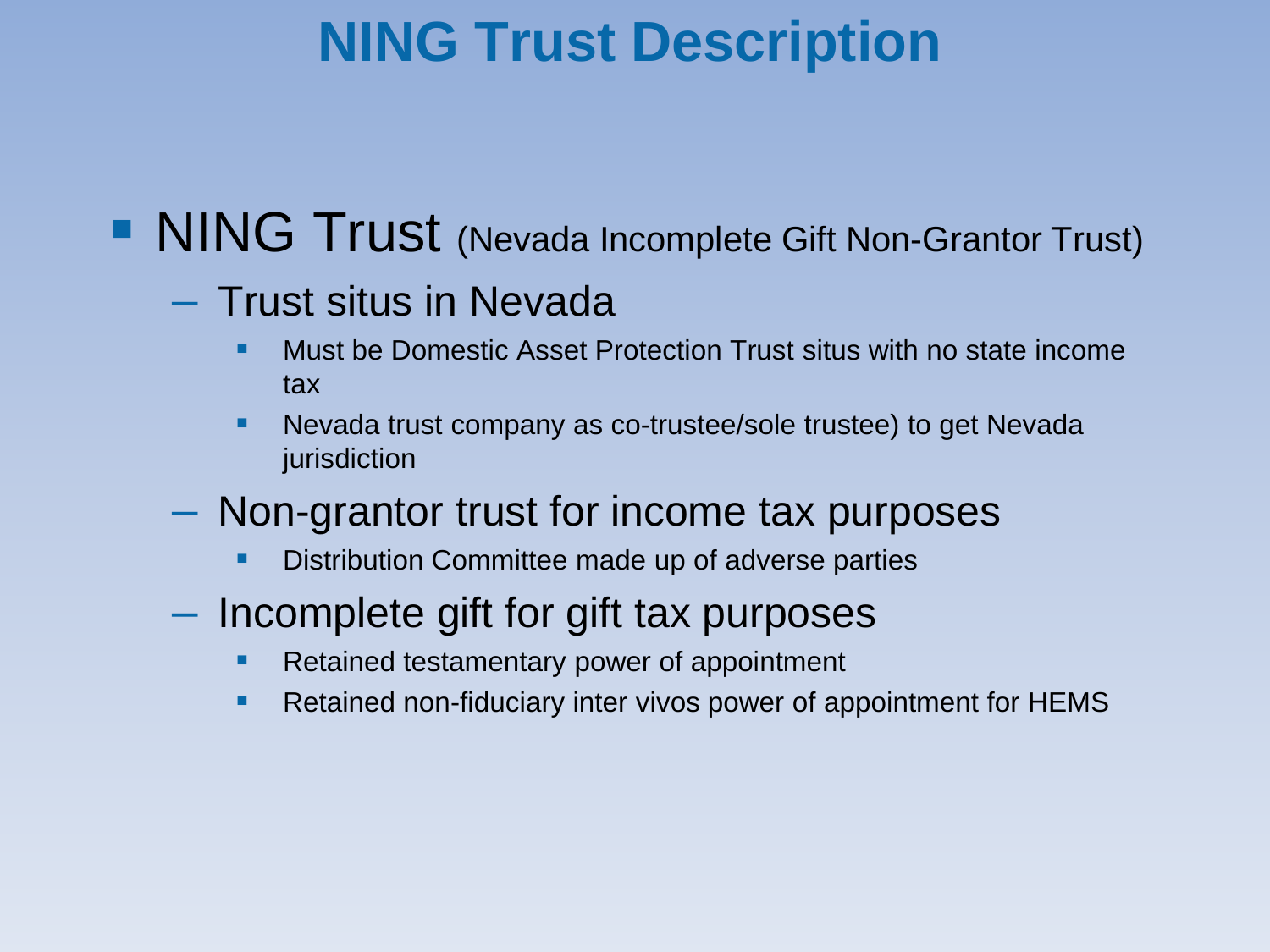# NING Trust Description

- NING Trust (Nevada Incomplete Gift Non-Grantor Trust)
  - Trust situs in Nevada
    - Must be Domestic Asset Protection Trust situs with no state income tax
    - Nevada trust company as co-trustee/sole trustee) to get Nevada jurisdiction
  - Non-grantor trust for income tax purposes
    - Distribution Committee made up of adverse parties
  - Incomplete gift for gift tax purposes
    - Retained testamentary power of appointment
    - Retained non-fiduciary inter vivos power of appointment for HEMS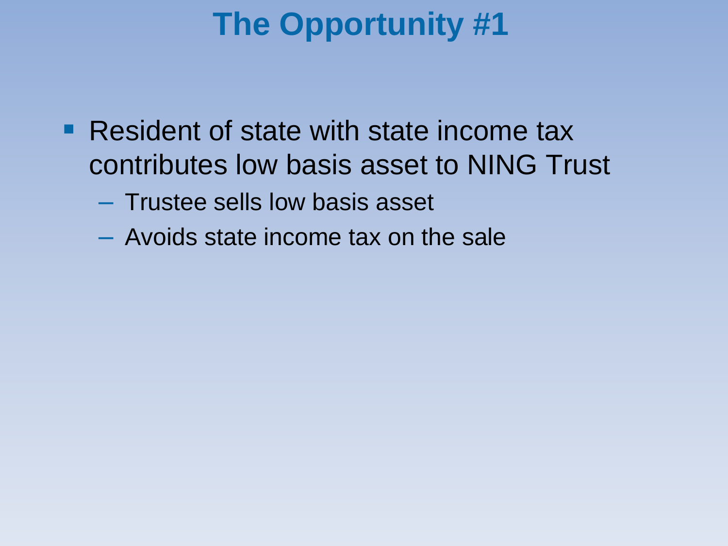# The Opportunity #1

- Resident of state with state income tax contributes low basis asset to NING Trust
  - Trustee sells low basis asset
  - Avoids state income tax on the sale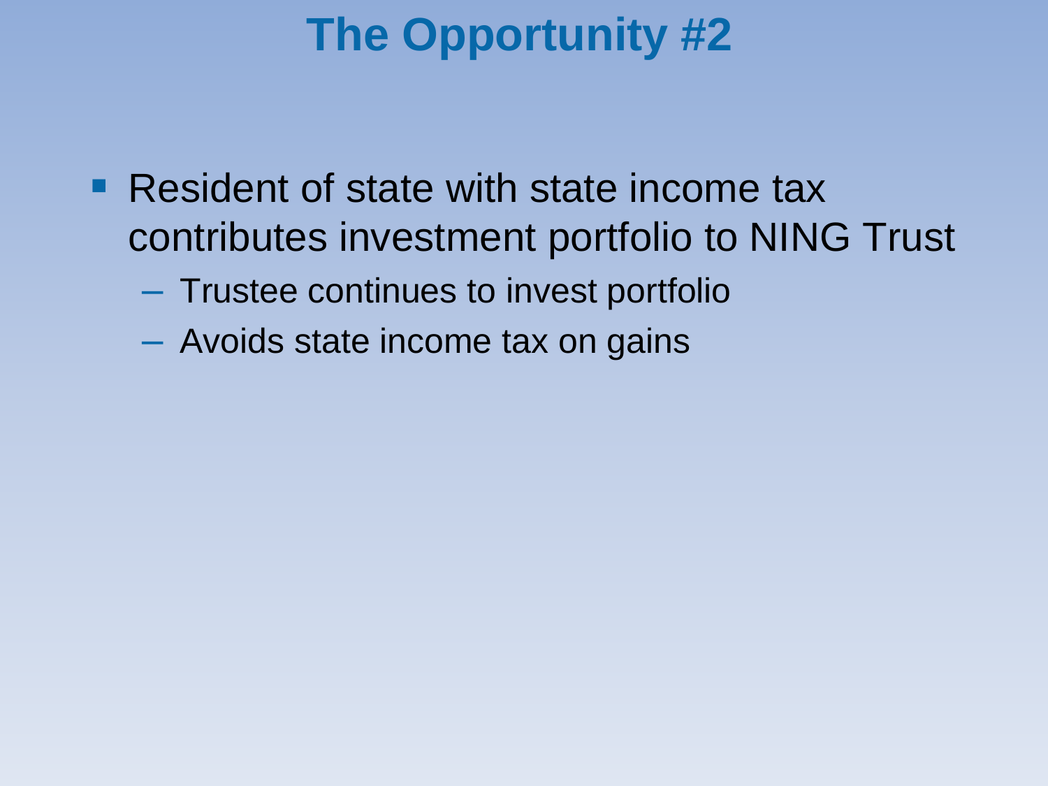# The Opportunity #2

- Resident of state with state income tax contributes investment portfolio to NING Trust
  - Trustee continues to invest portfolio
  - Avoids state income tax on gains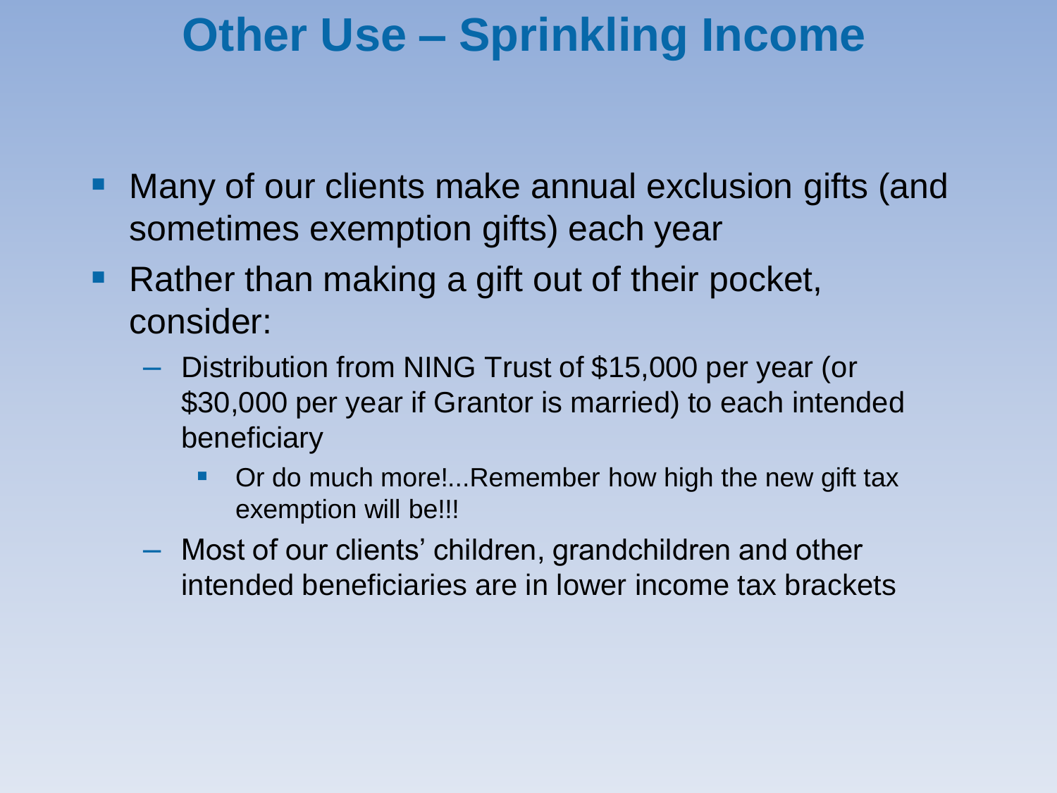# Other Use – Sprinkling Income

- Many of our clients make annual exclusion gifts (and sometimes exemption gifts) each year
- Rather than making a gift out of their pocket, consider:
  - Distribution from NING Trust of $15,000 per year (or $30,000 per year if Grantor is married) to each intended beneficiary
    - Or do much more!...Remember how high the new gift tax exemption will be!!!
  - Most of our clients' children, grandchildren and other intended beneficiaries are in lower income tax brackets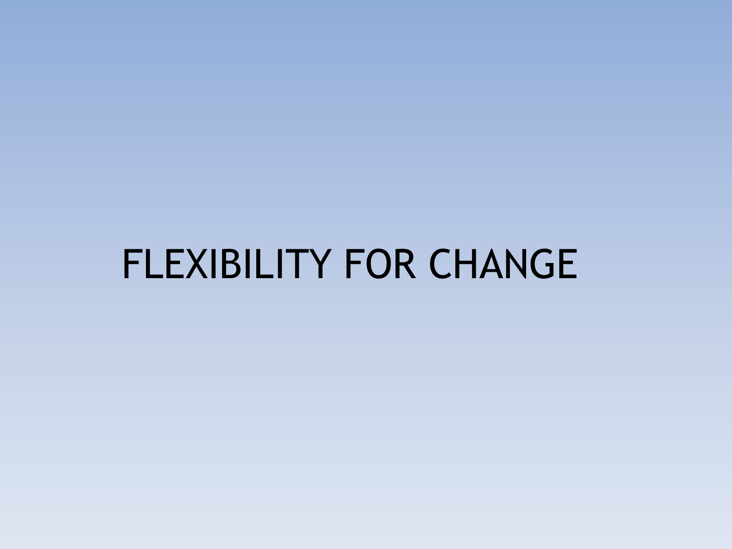# FLEXIBILITY FOR CHANGE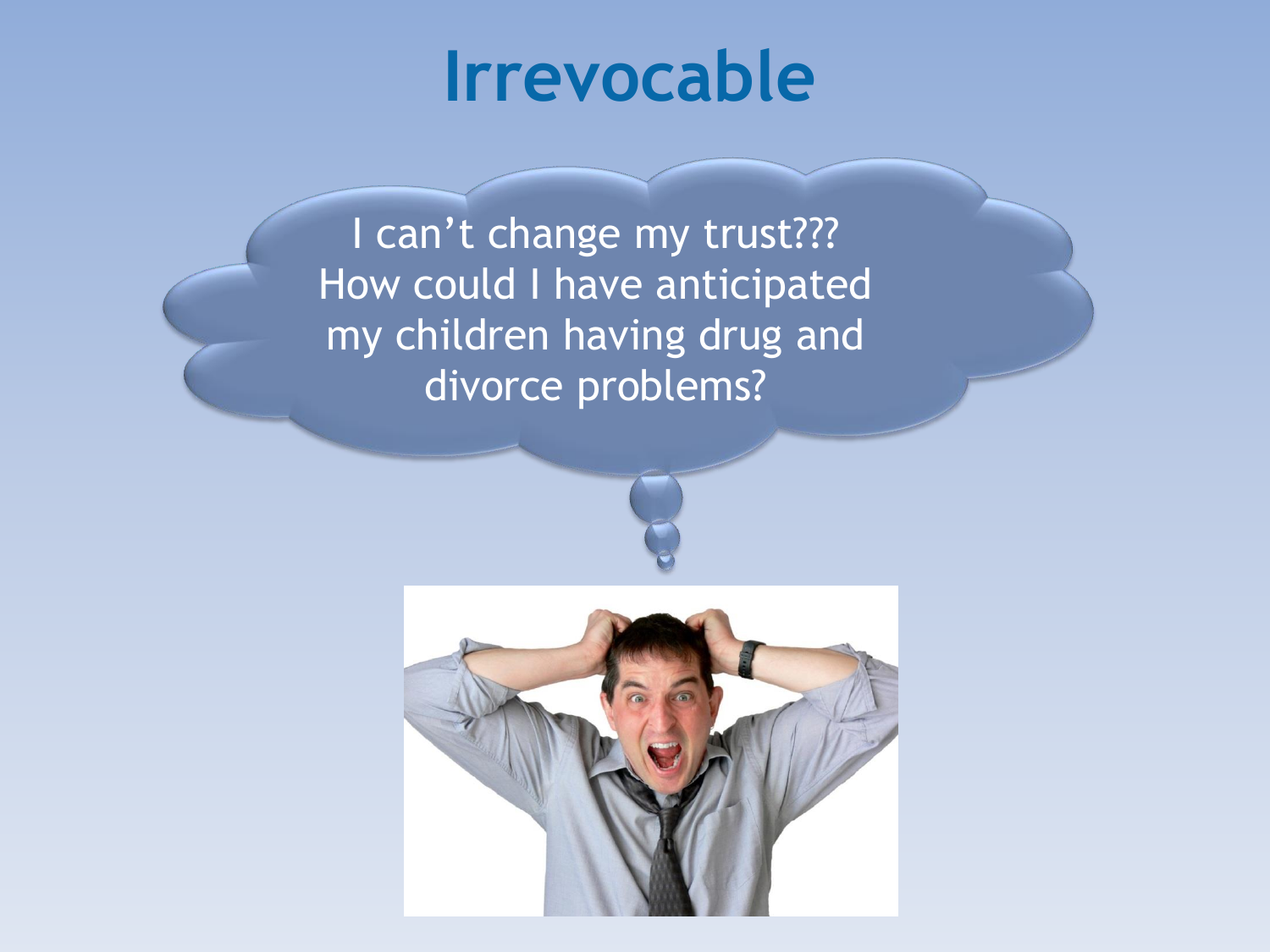# Irrevocable

I can't change my trust???
How could I have anticipated my children having drug and divorce problems?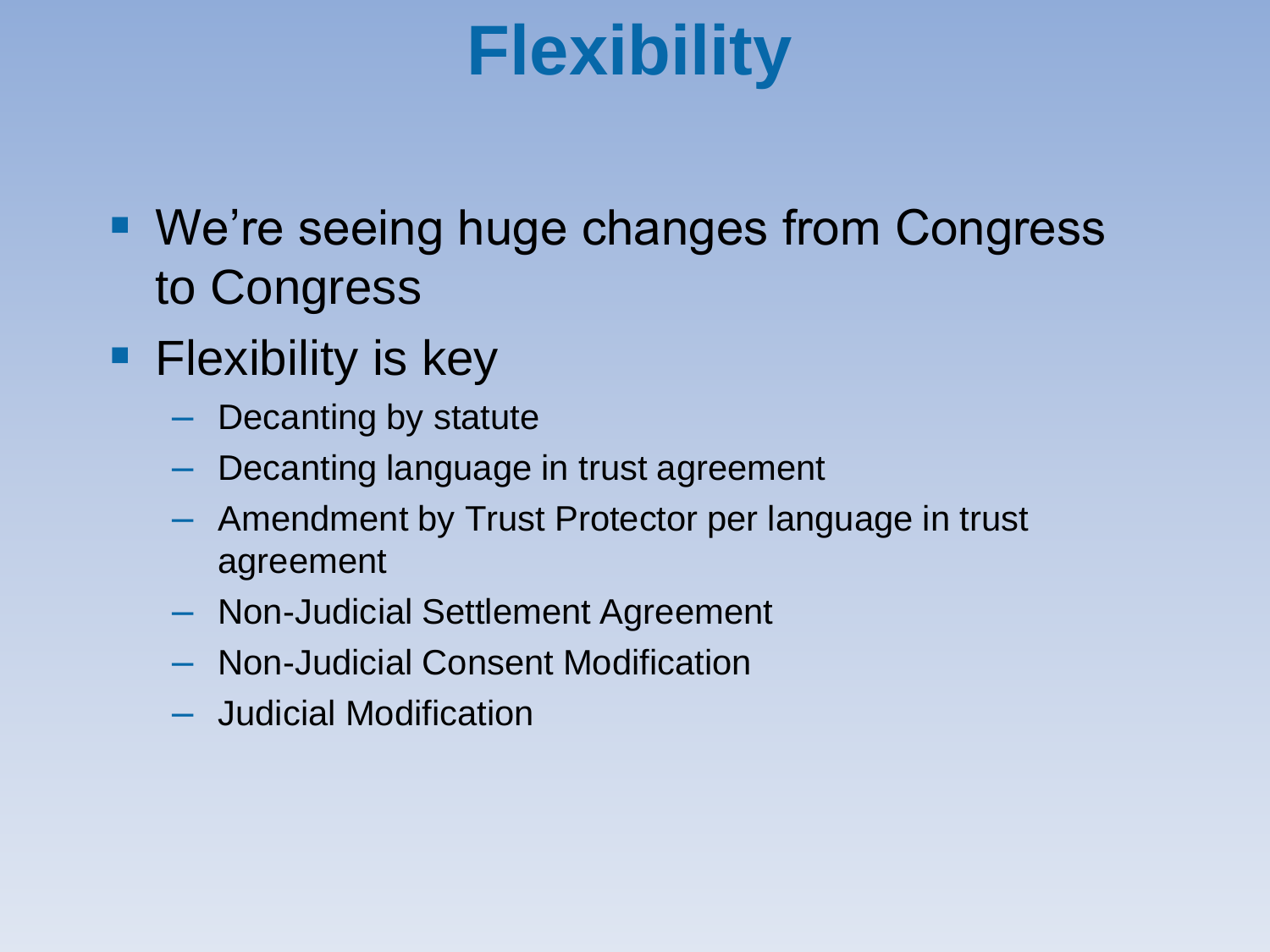# Flexibility

- We're seeing huge changes from Congress to Congress
- Flexibility is key
  - Decanting by statute
  - Decanting language in trust agreement
  - Amendment by Trust Protector per language in trust agreement
  - Non-Judicial Settlement Agreement
  - Non-Judicial Consent Modification
  - Judicial Modification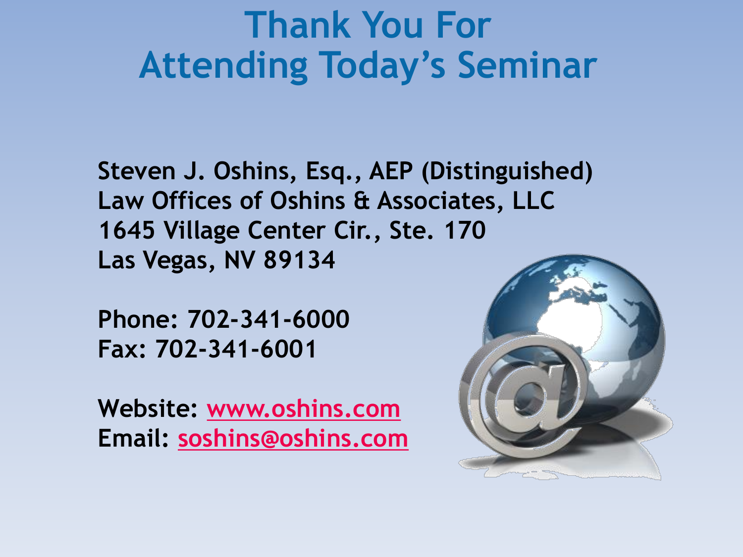# Thank You For Attending Today's Seminar

**Steven J. Oshins, Esq., AEP (Distinguished)**
**Law Offices of Oshins & Associates, LLC**
**1645 Village Center Cir., Ste. 170**
**Las Vegas, NV 89134**

**Phone: 702-341-6000**
**Fax: 702-341-6001**

**Website: www.oshins.com**
**Email: soshins@oshins.com**